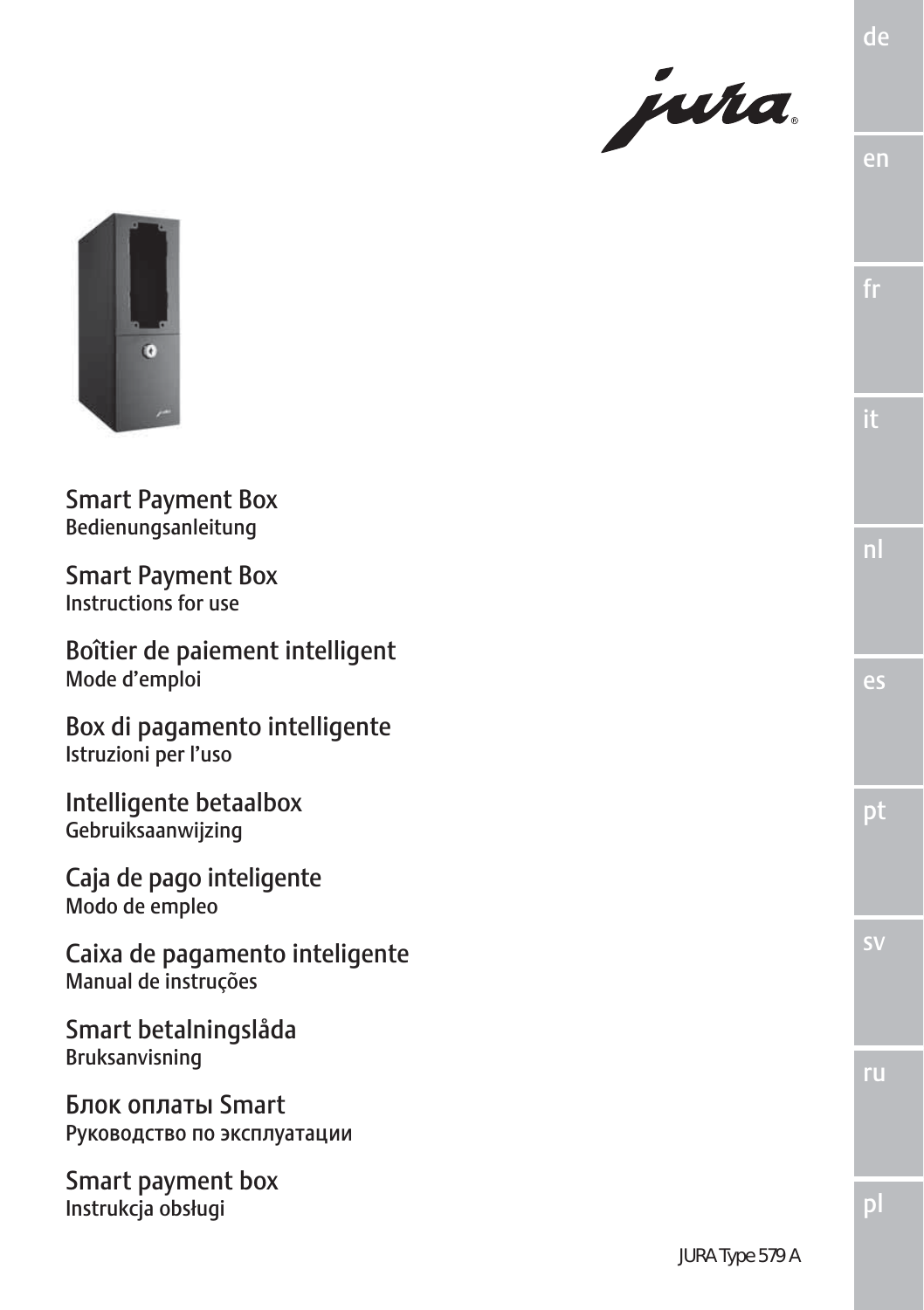jura

## Smart Payment Box
Bedienungsanleitung

## Smart Payment Box
Instructions for use

## Boîtier de paiement intelligent
Mode d'emploi

## Box di pagamento intelligente
Istruzioni per l'uso

## Intelligente betaalbox
Gebruiksaanwijzing

## Caja de pago inteligente
Modo de empleo

## Caixa de pagamento inteligente
Manual de instruções

## Smart betalningslåda
Bruksanvisning

## Блок оплаты Smart
Руководство по эксплуатации

## Smart payment box
Instrukcja obsługi

de

en

fr

it

nl

es

pt

sv

ru

pl

JURA Type 579 A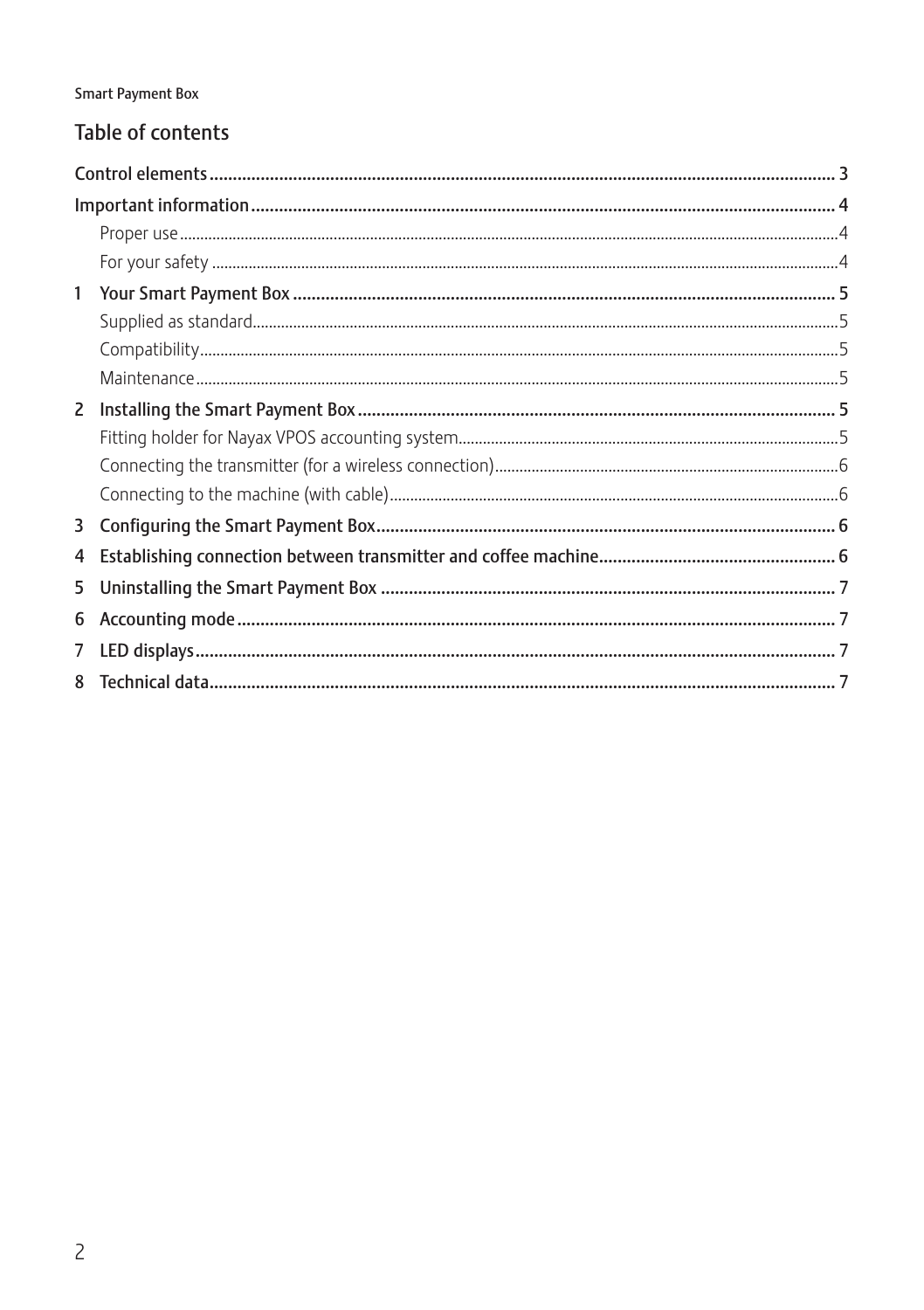## Table of contents

- Control elements ..... 3
- Important information ..... 4
  - Proper use ..... 4
  - For your safety ..... 4
- 1 Your Smart Payment Box ..... 5
  - Supplied as standard ..... 5
  - Compatibility ..... 5
  - Maintenance ..... 5
- 2 Installing the Smart Payment Box ..... 5
  - Fitting holder for Nayax VPOS accounting system ..... 5
  - Connecting the transmitter (for a wireless connection) ..... 6
  - Connecting to the machine (with cable) ..... 6
- 3 Configuring the Smart Payment Box ..... 6
- 4 Establishing connection between transmitter and coffee machine ..... 6
- 5 Uninstalling the Smart Payment Box ..... 7
- 6 Accounting mode ..... 7
- 7 LED displays ..... 7
- 8 Technical data ..... 7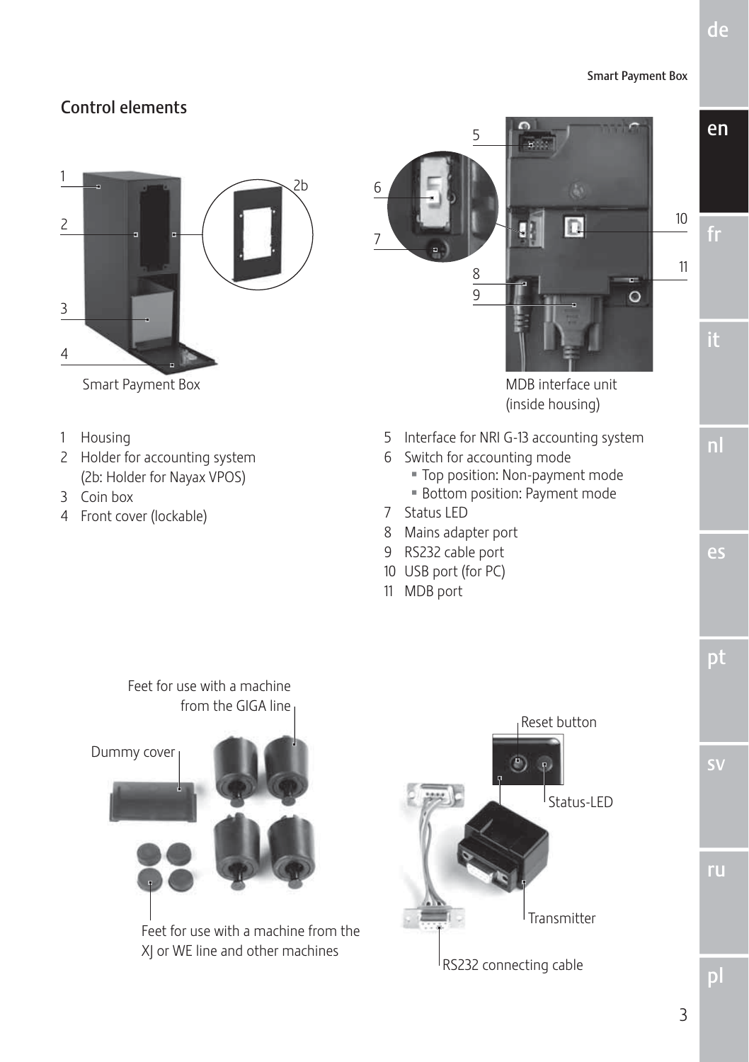## Control elements

Smart Payment Box

1 Housing
2 Holder for accounting system
(2b: Holder for Nayax VPOS)
3 Coin box
4 Front cover (lockable)

MDB interface unit
(inside housing)

5 Interface for NRI G-13 accounting system
6 Switch for accounting mode
- Top position: Non-payment mode
- Bottom position: Payment mode
7 Status LED
8 Mains adapter port
9 RS232 cable port
10 USB port (for PC)
11 MDB port

Feet for use with a machine from the GIGA line

Dummy cover

Feet for use with a machine from the XJ or WE line and other machines

Reset button

Status-LED

Transmitter

RS232 connecting cable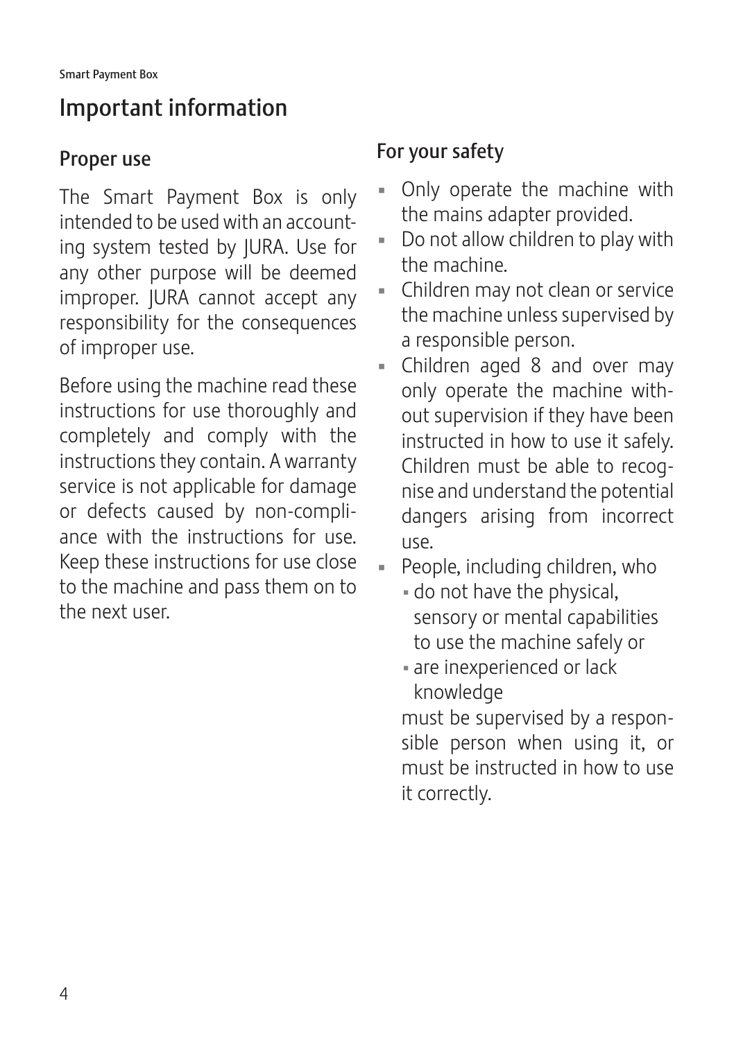# Important information

## Proper use

The Smart Payment Box is only intended to be used with an accounting system tested by JURA. Use for any other purpose will be deemed improper. JURA cannot accept any responsibility for the consequences of improper use.

Before using the machine read these instructions for use thoroughly and completely and comply with the instructions they contain. A warranty service is not applicable for damage or defects caused by non-compliance with the instructions for use. Keep these instructions for use close to the machine and pass them on to the next user.

## For your safety

- Only operate the machine with the mains adapter provided.
- Do not allow children to play with the machine.
- Children may not clean or service the machine unless supervised by a responsible person.
- Children aged 8 and over may only operate the machine without supervision if they have been instructed in how to use it safely. Children must be able to recognise and understand the potential dangers arising from incorrect use.
- People, including children, who
  - do not have the physical, sensory or mental capabilities to use the machine safely or
  - are inexperienced or lack knowledge

  must be supervised by a responsible person when using it, or must be instructed in how to use it correctly.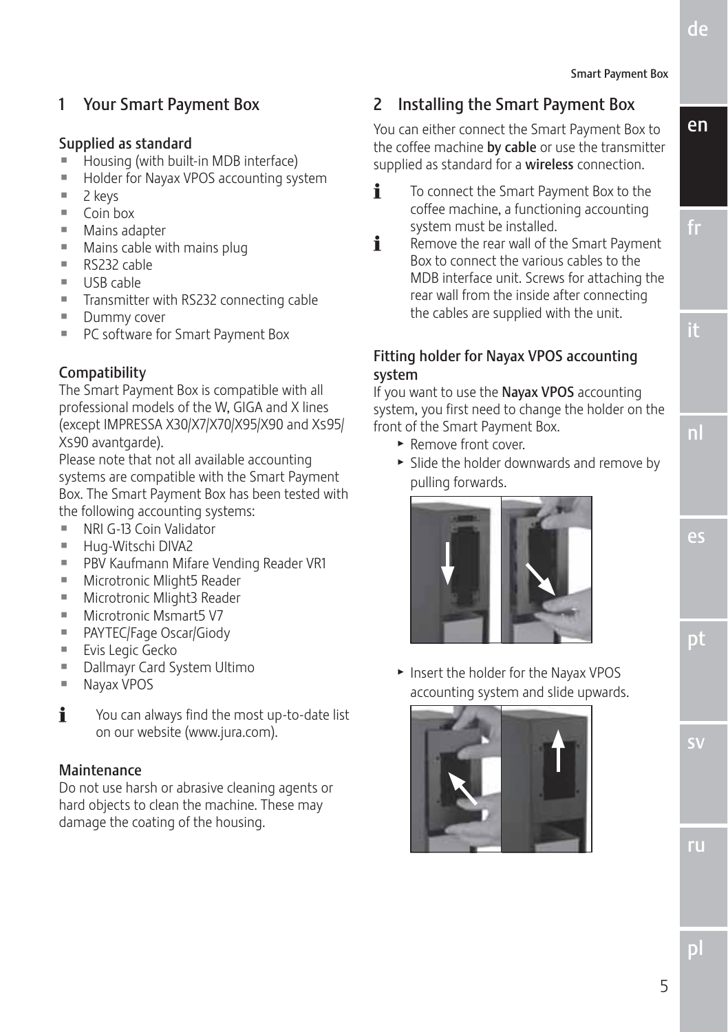## 1 Your Smart Payment Box

### Supplied as standard

- Housing (with built-in MDB interface)
- Holder for Nayax VPOS accounting system
- 2 keys
- Coin box
- Mains adapter
- Mains cable with mains plug
- RS232 cable
- USB cable
- Transmitter with RS232 connecting cable
- Dummy cover
- PC software for Smart Payment Box

### Compatibility

The Smart Payment Box is compatible with all professional models of the W, GIGA and X lines (except IMPRESSA X30/X7/X70/X95/X90 and XS95/XS90 avantgarde).

Please note that not all available accounting systems are compatible with the Smart Payment Box. The Smart Payment Box has been tested with the following accounting systems:

- NRI G-13 Coin Validator
- Hug-Witschi DIVA2
- PBV Kaufmann Mifare Vending Reader VR1
- Microtronic Mlight5 Reader
- Microtronic Mlight3 Reader
- Microtronic Msmart5 V7
- PAYTEC/Fage Oscar/Giody
- Evis Legic Gecko
- Dallmayr Card System Ultimo
- Nayax VPOS

**i** You can always find the most up-to-date list on our website (www.jura.com).

### Maintenance

Do not use harsh or abrasive cleaning agents or hard objects to clean the machine. These may damage the coating of the housing.

## 2 Installing the Smart Payment Box

You can either connect the Smart Payment Box to the coffee machine **by cable** or use the transmitter supplied as standard for a **wireless** connection.

**i** To connect the Smart Payment Box to the coffee machine, a functioning accounting system must be installed.

**i** Remove the rear wall of the Smart Payment Box to connect the various cables to the MDB interface unit. Screws for attaching the rear wall from the inside after connecting the cables are supplied with the unit.

### Fitting holder for Nayax VPOS accounting system

If you want to use the **Nayax VPOS** accounting system, you first need to change the holder on the front of the Smart Payment Box.

- ► Remove front cover.
- ► Slide the holder downwards and remove by pulling forwards.
- ► Insert the holder for the Nayax VPOS accounting system and slide upwards.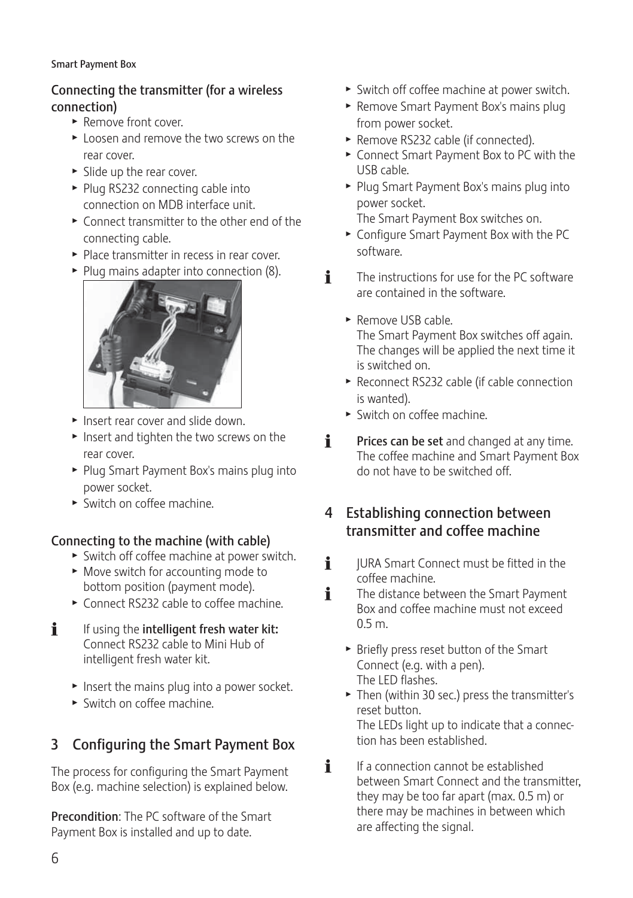### Connecting the transmitter (for a wireless connection)

- Remove front cover.
- Loosen and remove the two screws on the rear cover.
- Slide up the rear cover.
- Plug RS232 connecting cable into connection on MDB interface unit.
- Connect transmitter to the other end of the connecting cable.
- Place transmitter in recess in rear cover.
- Plug mains adapter into connection (8).
- Insert rear cover and slide down.
- Insert and tighten the two screws on the rear cover.
- Plug Smart Payment Box's mains plug into power socket.
- Switch on coffee machine.

### Connecting to the machine (with cable)

- Switch off coffee machine at power switch.
- Move switch for accounting mode to bottom position (payment mode).
- Connect RS232 cable to coffee machine.

i If using the **intelligent fresh water kit:** Connect RS232 cable to Mini Hub of intelligent fresh water kit.

- Insert the mains plug into a power socket.
- Switch on coffee machine.

## 3 Configuring the Smart Payment Box

The process for configuring the Smart Payment Box (e.g. machine selection) is explained below.

**Precondition**: The PC software of the Smart Payment Box is installed and up to date.

- Switch off coffee machine at power switch.
- Remove Smart Payment Box's mains plug from power socket.
- Remove RS232 cable (if connected).
- Connect Smart Payment Box to PC with the USB cable.
- Plug Smart Payment Box's mains plug into power socket.
  The Smart Payment Box switches on.
- Configure Smart Payment Box with the PC software.

i The instructions for use for the PC software are contained in the software.

- Remove USB cable.
  The Smart Payment Box switches off again. The changes will be applied the next time it is switched on.
- Reconnect RS232 cable (if cable connection is wanted).
- Switch on coffee machine.

i **Prices can be set** and changed at any time. The coffee machine and Smart Payment Box do not have to be switched off.

## 4 Establishing connection between transmitter and coffee machine

i JURA Smart Connect must be fitted in the coffee machine.

i The distance between the Smart Payment Box and coffee machine must not exceed 0.5 m.

- Briefly press reset button of the Smart Connect (e.g. with a pen).
  The LED flashes.
- Then (within 30 sec.) press the transmitter's reset button.
  The LEDs light up to indicate that a connection has been established.

i If a connection cannot be established between Smart Connect and the transmitter, they may be too far apart (max. 0.5 m) or there may be machines in between which are affecting the signal.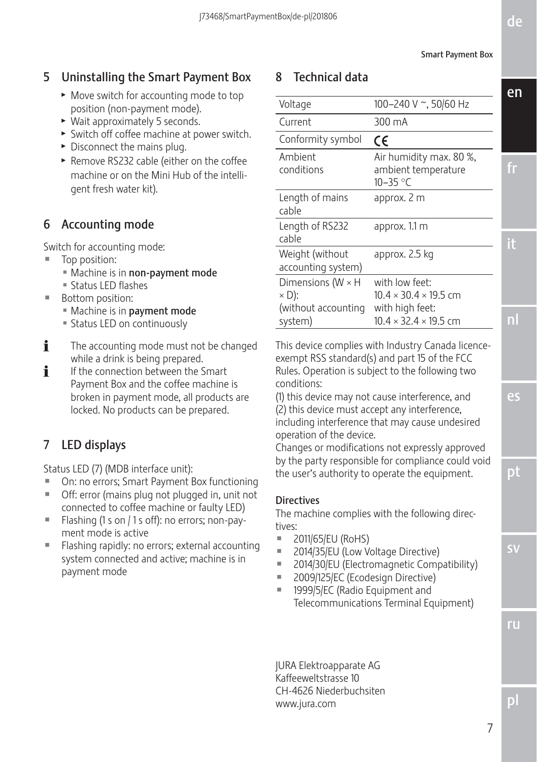## 5 Uninstalling the Smart Payment Box

- Move switch for accounting mode to top position (non-payment mode).
- Wait approximately 5 seconds.
- Switch off coffee machine at power switch.
- Disconnect the mains plug.
- Remove RS232 cable (either on the coffee machine or on the Mini Hub of the intelligent fresh water kit).

## 6 Accounting mode

Switch for accounting mode:

- Top position:
  - Machine is in **non-payment mode**
  - Status LED flashes
- Bottom position:
  - Machine is in **payment mode**
  - Status LED on continuously

ℹ The accounting mode must not be changed while a drink is being prepared.

ℹ If the connection between the Smart Payment Box and the coffee machine is broken in payment mode, all products are locked. No products can be prepared.

## 7 LED displays

Status LED (7) (MDB interface unit):

- On: no errors; Smart Payment Box functioning
- Off: error (mains plug not plugged in, unit not connected to coffee machine or faulty LED)
- Flashing (1 s on / 1 s off): no errors; non-payment mode is active
- Flashing rapidly: no errors; external accounting system connected and active; machine is in payment mode

## 8 Technical data

| | |
|---|---|
| Voltage | 100–240 V ~, 50/60 Hz |
| Current | 300 mA |
| Conformity symbol | CE |
| Ambient conditions | Air humidity max. 80 %, ambient temperature 10–35 °C |
| Length of mains cable | approx. 2 m |
| Length of RS232 cable | approx. 1.1 m |
| Weight (without accounting system) | approx. 2.5 kg |
| Dimensions (W × H × D): (without accounting system) | with low feet: 10.4 × 30.4 × 19.5 cm with high feet: 10.4 × 32.4 × 19.5 cm |

This device complies with Industry Canada licence-exempt RSS standard(s) and part 15 of the FCC Rules. Operation is subject to the following two conditions:
(1) this device may not cause interference, and
(2) this device must accept any interference, including interference that may cause undesired operation of the device.
Changes or modifications not expressly approved by the party responsible for compliance could void the user's authority to operate the equipment.

**Directives**

The machine complies with the following directives:

- 2011/65/EU (RoHS)
- 2014/35/EU (Low Voltage Directive)
- 2014/30/EU (Electromagnetic Compatibility)
- 2009/125/EC (Ecodesign Directive)
- 1999/5/EC (Radio Equipment and Telecommunications Terminal Equipment)

JURA Elektroapparate AG
Kaffeeweltstrasse 10
CH-4626 Niederbuchsiten
www.jura.com